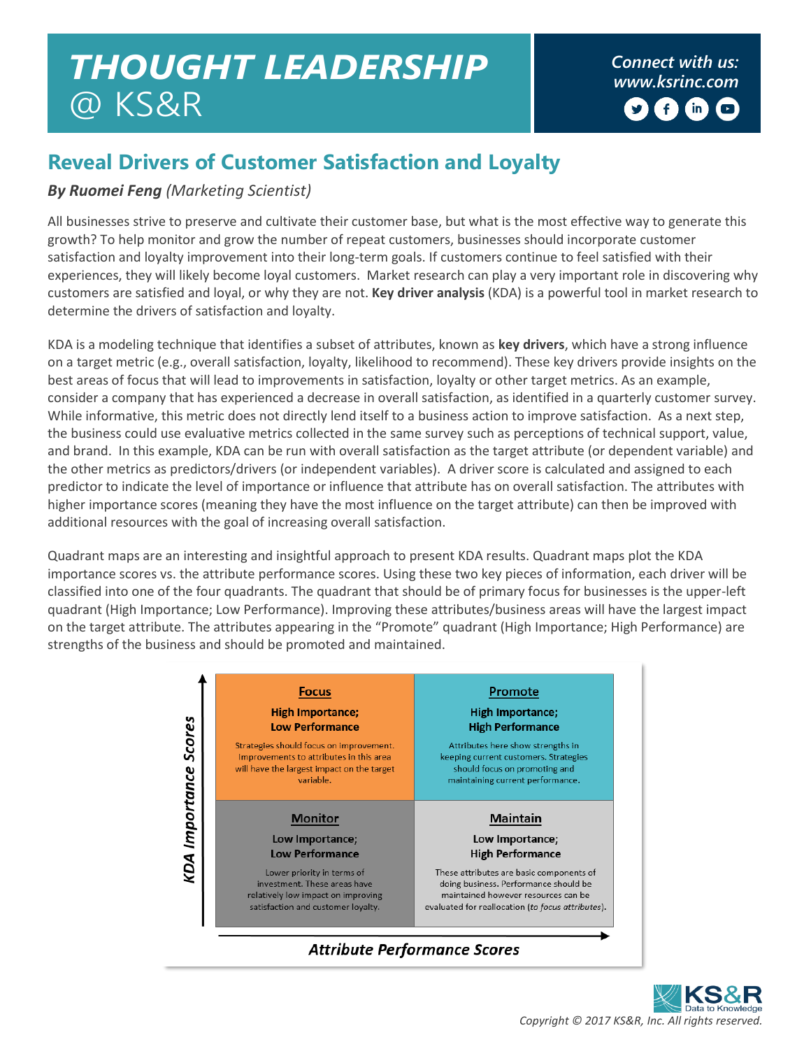# THOUGHT LEADERSHIP @ KS&R

Connect with us:
www.ksrinc.com

## Reveal Drivers of Customer Satisfaction and Loyalty

***By Ruomei Feng** (Marketing Scientist)*

All businesses strive to preserve and cultivate their customer base, but what is the most effective way to generate this growth? To help monitor and grow the number of repeat customers, businesses should incorporate customer satisfaction and loyalty improvement into their long-term goals. If customers continue to feel satisfied with their experiences, they will likely become loyal customers. Market research can play a very important role in discovering why customers are satisfied and loyal, or why they are not. **Key driver analysis** (KDA) is a powerful tool in market research to determine the drivers of satisfaction and loyalty.

KDA is a modeling technique that identifies a subset of attributes, known as **key drivers**, which have a strong influence on a target metric (e.g., overall satisfaction, loyalty, likelihood to recommend). These key drivers provide insights on the best areas of focus that will lead to improvements in satisfaction, loyalty or other target metrics. As an example, consider a company that has experienced a decrease in overall satisfaction, as identified in a quarterly customer survey. While informative, this metric does not directly lend itself to a business action to improve satisfaction. As a next step, the business could use evaluative metrics collected in the same survey such as perceptions of technical support, value, and brand. In this example, KDA can be run with overall satisfaction as the target attribute (or dependent variable) and the other metrics as predictors/drivers (or independent variables). A driver score is calculated and assigned to each predictor to indicate the level of importance or influence that attribute has on overall satisfaction. The attributes with higher importance scores (meaning they have the most influence on the target attribute) can then be improved with additional resources with the goal of increasing overall satisfaction.

Quadrant maps are an interesting and insightful approach to present KDA results. Quadrant maps plot the KDA importance scores vs. the attribute performance scores. Using these two key pieces of information, each driver will be classified into one of the four quadrants. The quadrant that should be of primary focus for businesses is the upper-left quadrant (High Importance; Low Performance). Improving these attributes/business areas will have the largest impact on the target attribute. The attributes appearing in the "Promote" quadrant (High Importance; High Performance) are strengths of the business and should be promoted and maintained.

KDA Importance Scores

**Focus**
**High Importance; Low Performance**
Strategies should focus on improvement. Improvements to attributes in this area will have the largest impact on the target variable.

**Promote**
**High Importance; High Performance**
Attributes here show strengths in keeping current customers. Strategies should focus on promoting and maintaining current performance.

**Monitor**
Low Importance; Low Performance
Lower priority in terms of investment. These areas have relatively low impact on improving satisfaction and customer loyalty.

**Maintain**
Low Importance; High Performance
These attributes are basic components of doing business. Performance should be maintained however resources can be evaluated for reallocation (*to focus attributes*).

Attribute Performance Scores

*Copyright © 2017 KS&R, Inc. All rights reserved.*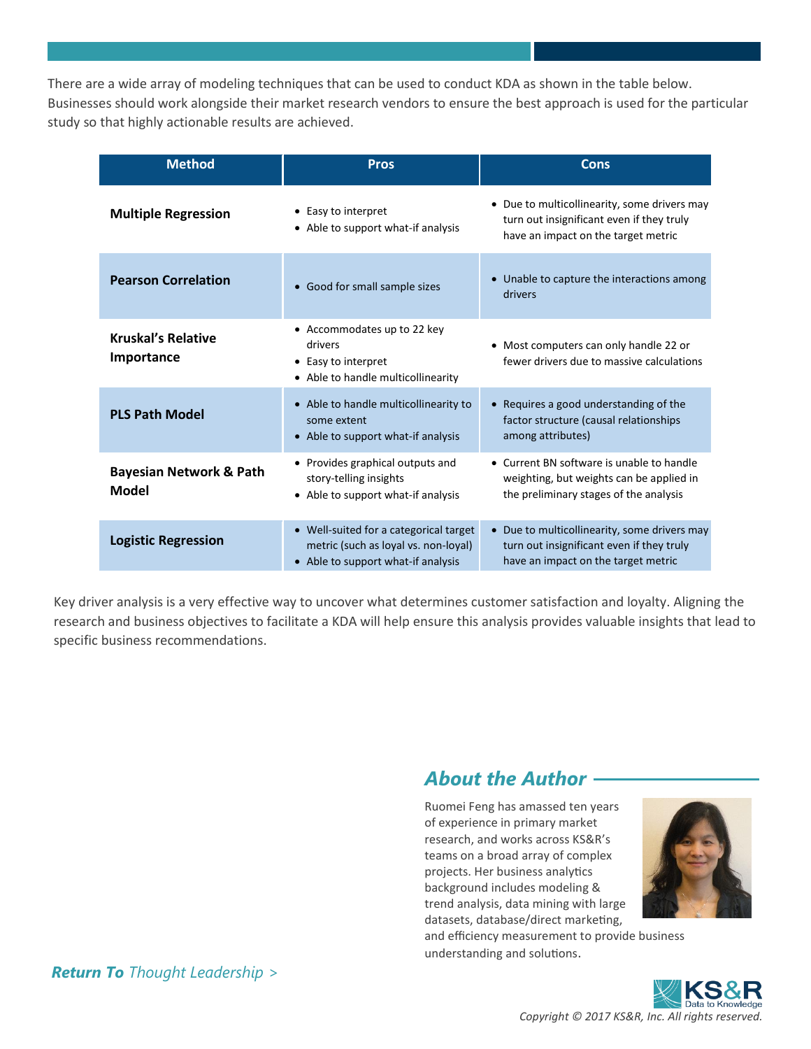There are a wide array of modeling techniques that can be used to conduct KDA as shown in the table below. Businesses should work alongside their market research vendors to ensure the best approach is used for the particular study so that highly actionable results are achieved.

| Method | Pros | Cons |
|---|---|---|
| **Multiple Regression** | • Easy to interpret<br>• Able to support what-if analysis | • Due to multicollinearity, some drivers may turn out insignificant even if they truly have an impact on the target metric |
| **Pearson Correlation** | • Good for small sample sizes | • Unable to capture the interactions among drivers |
| **Kruskal's Relative Importance** | • Accommodates up to 22 key drivers<br>• Easy to interpret<br>• Able to handle multicollinearity | • Most computers can only handle 22 or fewer drivers due to massive calculations |
| **PLS Path Model** | • Able to handle multicollinearity to some extent<br>• Able to support what-if analysis | • Requires a good understanding of the factor structure (causal relationships among attributes) |
| **Bayesian Network & Path Model** | • Provides graphical outputs and story-telling insights<br>• Able to support what-if analysis | • Current BN software is unable to handle weighting, but weights can be applied in the preliminary stages of the analysis |
| **Logistic Regression** | • Well-suited for a categorical target metric (such as loyal vs. non-loyal)<br>• Able to support what-if analysis | • Due to multicollinearity, some drivers may turn out insignificant even if they truly have an impact on the target metric |

Key driver analysis is a very effective way to uncover what determines customer satisfaction and loyalty. Aligning the research and business objectives to facilitate a KDA will help ensure this analysis provides valuable insights that lead to specific business recommendations.

## *About the Author*

Ruomei Feng has amassed ten years of experience in primary market research, and works across KS&R's teams on a broad array of complex projects. Her business analytics background includes modeling & trend analysis, data mining with large datasets, database/direct marketing, and efficiency measurement to provide business understanding and solutions.

***Return To*** *Thought Leadership >*

KS&R Data to Knowledge

*Copyright © 2017 KS&R, Inc. All rights reserved.*